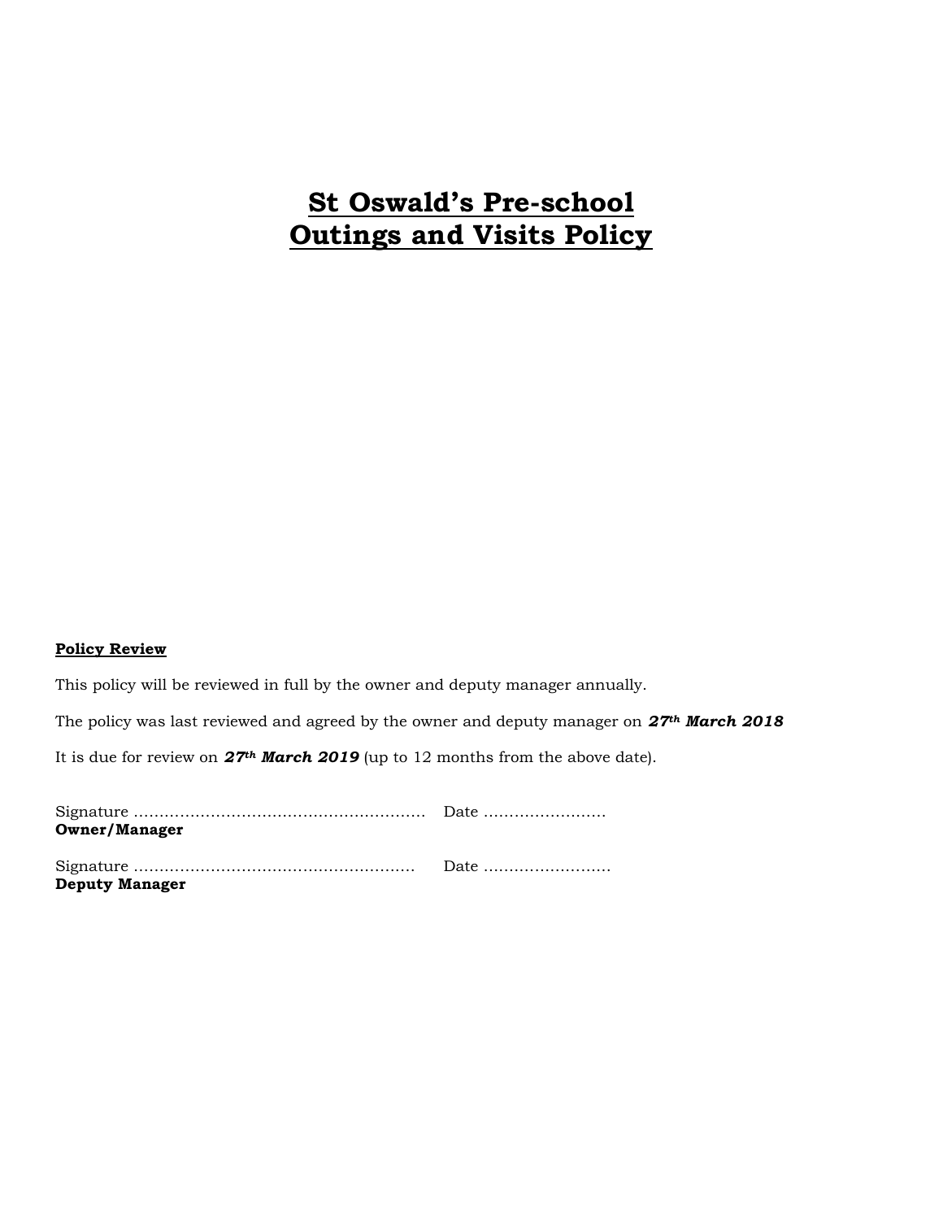# St Oswald's Pre-school
# Outings and Visits Policy

**Policy Review**

This policy will be reviewed in full by the owner and deputy manager annually.

The policy was last reviewed and agreed by the owner and deputy manager on ***27th March 2018***

It is due for review on ***27th March 2019*** (up to 12 months from the above date).

Signature ………………………………………………… Date ……………………
**Owner/Manager**

Signature ……………………………………………… Date ……………………
**Deputy Manager**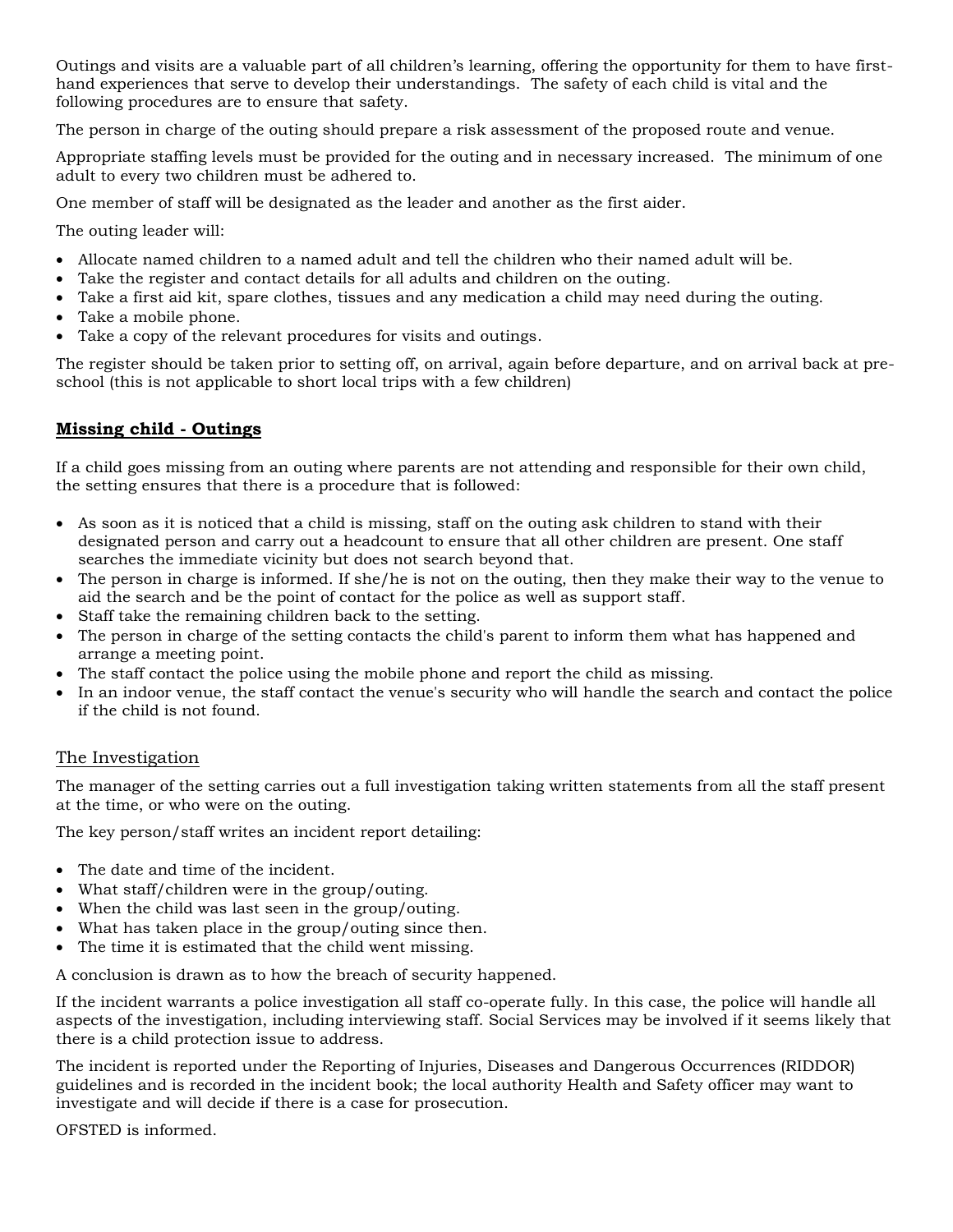Outings and visits are a valuable part of all children's learning, offering the opportunity for them to have first-hand experiences that serve to develop their understandings. The safety of each child is vital and the following procedures are to ensure that safety.

The person in charge of the outing should prepare a risk assessment of the proposed route and venue.

Appropriate staffing levels must be provided for the outing and in necessary increased. The minimum of one adult to every two children must be adhered to.

One member of staff will be designated as the leader and another as the first aider.

The outing leader will:

- Allocate named children to a named adult and tell the children who their named adult will be.
- Take the register and contact details for all adults and children on the outing.
- Take a first aid kit, spare clothes, tissues and any medication a child may need during the outing.
- Take a mobile phone.
- Take a copy of the relevant procedures for visits and outings.

The register should be taken prior to setting off, on arrival, again before departure, and on arrival back at pre-school (this is not applicable to short local trips with a few children)

## **Missing child - Outings**

If a child goes missing from an outing where parents are not attending and responsible for their own child, the setting ensures that there is a procedure that is followed:

- As soon as it is noticed that a child is missing, staff on the outing ask children to stand with their designated person and carry out a headcount to ensure that all other children are present. One staff searches the immediate vicinity but does not search beyond that.
- The person in charge is informed. If she/he is not on the outing, then they make their way to the venue to aid the search and be the point of contact for the police as well as support staff.
- Staff take the remaining children back to the setting.
- The person in charge of the setting contacts the child's parent to inform them what has happened and arrange a meeting point.
- The staff contact the police using the mobile phone and report the child as missing.
- In an indoor venue, the staff contact the venue's security who will handle the search and contact the police if the child is not found.

### The Investigation

The manager of the setting carries out a full investigation taking written statements from all the staff present at the time, or who were on the outing.

The key person/staff writes an incident report detailing:

- The date and time of the incident.
- What staff/children were in the group/outing.
- When the child was last seen in the group/outing.
- What has taken place in the group/outing since then.
- The time it is estimated that the child went missing.

A conclusion is drawn as to how the breach of security happened.

If the incident warrants a police investigation all staff co-operate fully. In this case, the police will handle all aspects of the investigation, including interviewing staff. Social Services may be involved if it seems likely that there is a child protection issue to address.

The incident is reported under the Reporting of Injuries, Diseases and Dangerous Occurrences (RIDDOR) guidelines and is recorded in the incident book; the local authority Health and Safety officer may want to investigate and will decide if there is a case for prosecution.

OFSTED is informed.